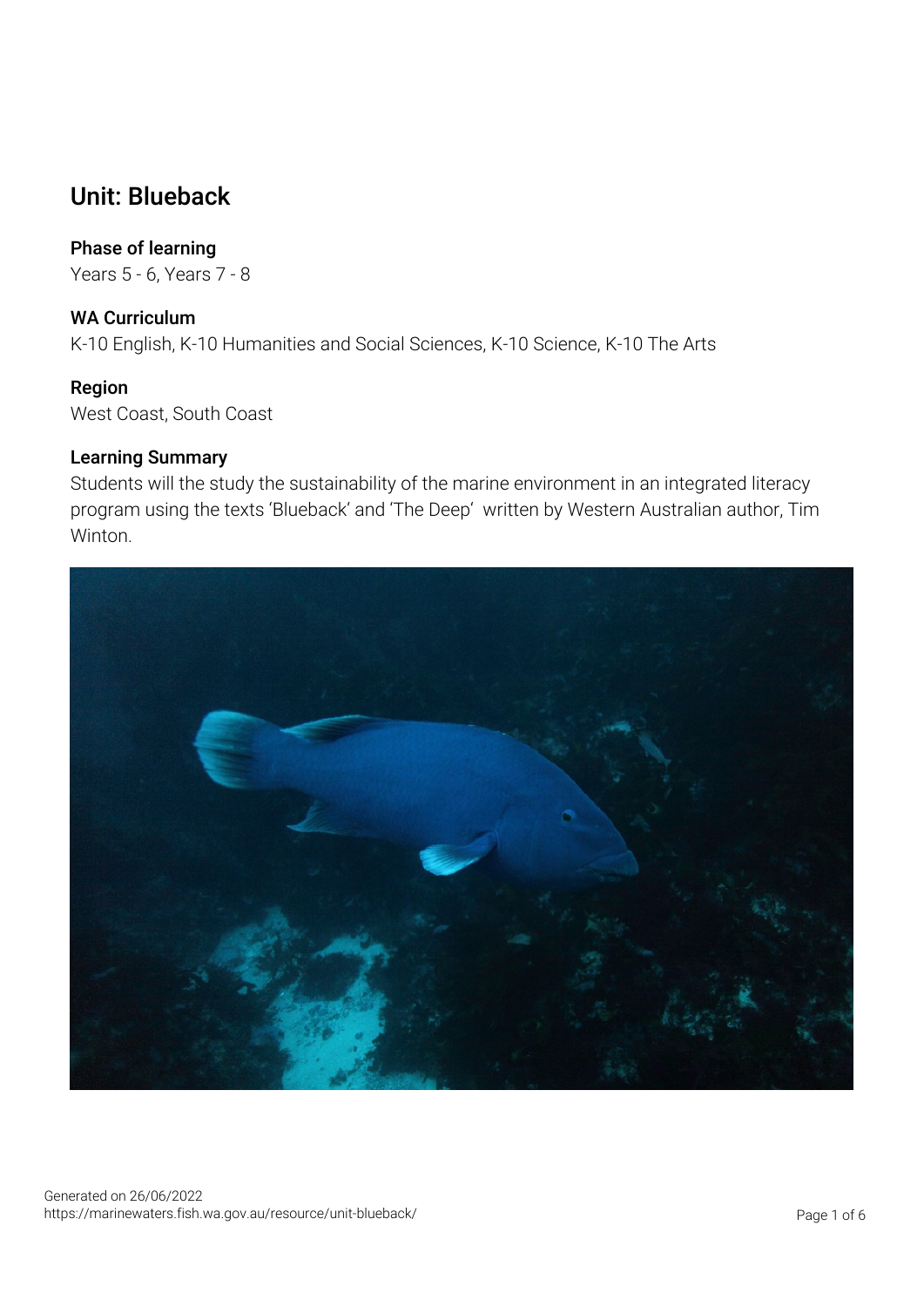# Unit: Blueback

## Phase of learning

Years 5 - 6, Years 7 - 8

## WA Curriculum

K-10 English, K-10 Humanities and Social Sciences, K-10 Science, K-10 The Arts

## Region

West Coast, South Coast

## Learning Summary

Students will the study the sustainability of the marine environment in an integrated literacy program using the texts 'Blueback' and 'The Deep' written by Western Australian author, Tim Winton.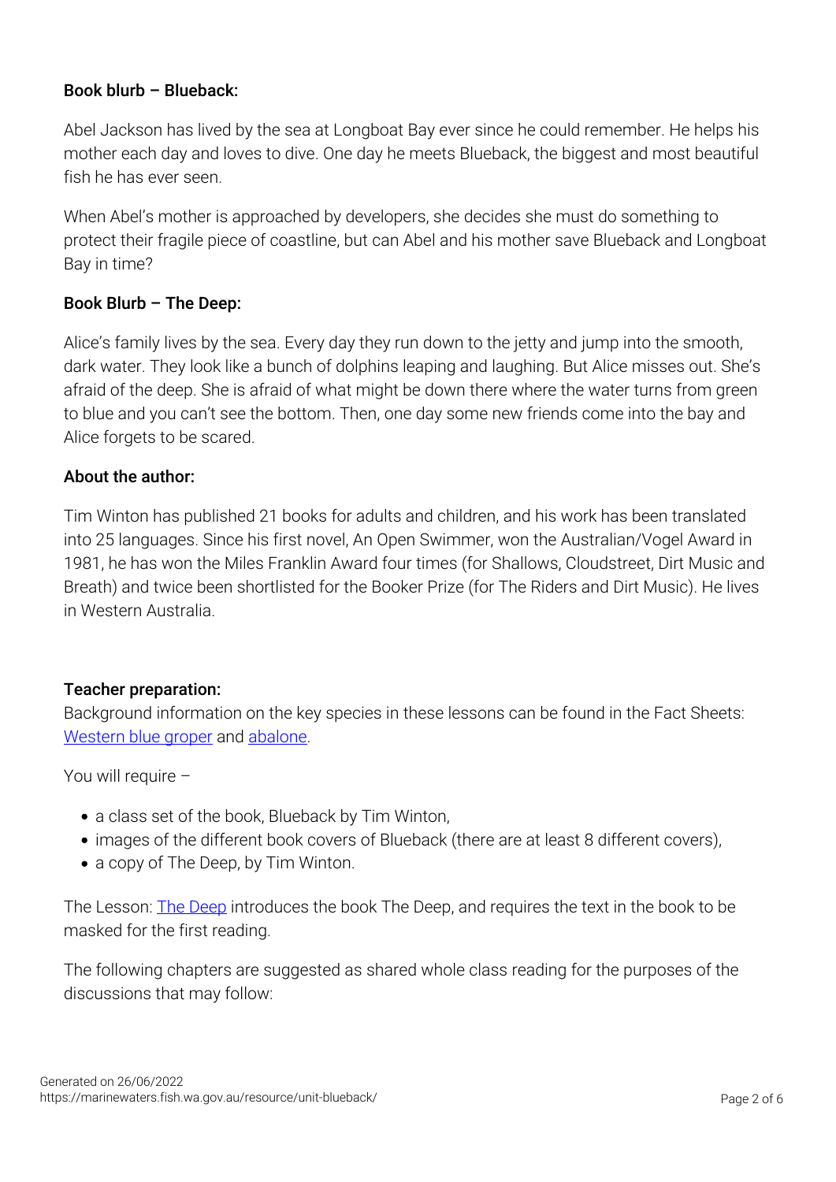**Book blurb – Blueback:**

Abel Jackson has lived by the sea at Longboat Bay ever since he could remember. He helps his mother each day and loves to dive. One day he meets Blueback, the biggest and most beautiful fish he has ever seen.

When Abel's mother is approached by developers, she decides she must do something to protect their fragile piece of coastline, but can Abel and his mother save Blueback and Longboat Bay in time?

**Book Blurb – The Deep:**

Alice's family lives by the sea. Every day they run down to the jetty and jump into the smooth, dark water. They look like a bunch of dolphins leaping and laughing. But Alice misses out. She's afraid of the deep. She is afraid of what might be down there where the water turns from green to blue and you can't see the bottom. Then, one day some new friends come into the bay and Alice forgets to be scared.

**About the author:**

Tim Winton has published 21 books for adults and children, and his work has been translated into 25 languages. Since his first novel, An Open Swimmer, won the Australian/Vogel Award in 1981, he has won the Miles Franklin Award four times (for Shallows, Cloudstreet, Dirt Music and Breath) and twice been shortlisted for the Booker Prize (for The Riders and Dirt Music). He lives in Western Australia.

**Teacher preparation:**

Background information on the key species in these lessons can be found in the Fact Sheets: Western blue groper and abalone.

You will require –

- a class set of the book, Blueback by Tim Winton,
- images of the different book covers of Blueback (there are at least 8 different covers),
- a copy of The Deep, by Tim Winton.

The Lesson: The Deep introduces the book The Deep, and requires the text in the book to be masked for the first reading.

The following chapters are suggested as shared whole class reading for the purposes of the discussions that may follow: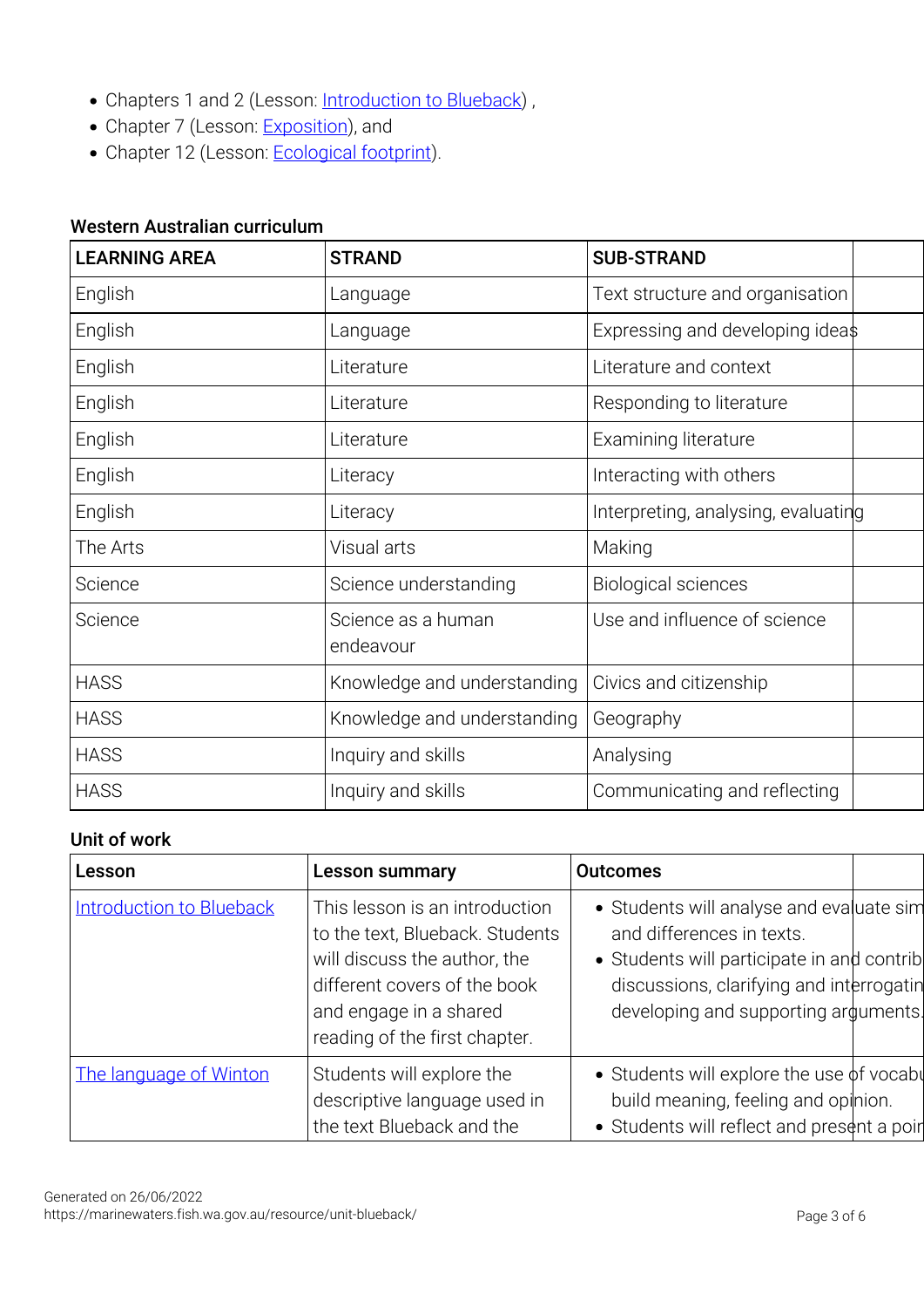- Chapters 1 and 2 (Lesson: Introduction to Blueback) ,
- Chapter 7 (Lesson: Exposition), and
- Chapter 12 (Lesson: Ecological footprint).

**Western Australian curriculum**

| LEARNING AREA | STRAND | SUB-STRAND |
|---|---|---|
| English | Language | Text structure and organisation |
| English | Language | Expressing and developing ideas |
| English | Literature | Literature and context |
| English | Literature | Responding to literature |
| English | Literature | Examining literature |
| English | Literacy | Interacting with others |
| English | Literacy | Interpreting, analysing, evaluating |
| The Arts | Visual arts | Making |
| Science | Science understanding | Biological sciences |
| Science | Science as a human endeavour | Use and influence of science |
| HASS | Knowledge and understanding | Civics and citizenship |
| HASS | Knowledge and understanding | Geography |
| HASS | Inquiry and skills | Analysing |
| HASS | Inquiry and skills | Communicating and reflecting |

**Unit of work**

| Lesson | Lesson summary | Outcomes |
|---|---|---|
| Introduction to Blueback | This lesson is an introduction to the text, Blueback. Students will discuss the author, the different covers of the book and engage in a shared reading of the first chapter. | • Students will analyse and evaluate sim and differences in texts.<br>• Students will participate in and contrib discussions, clarifying and interrogatin developing and supporting arguments. |
| The language of Winton | Students will explore the descriptive language used in the text Blueback and the | • Students will explore the use of vocabu build meaning, feeling and opinion.<br>• Students will reflect and present a poir |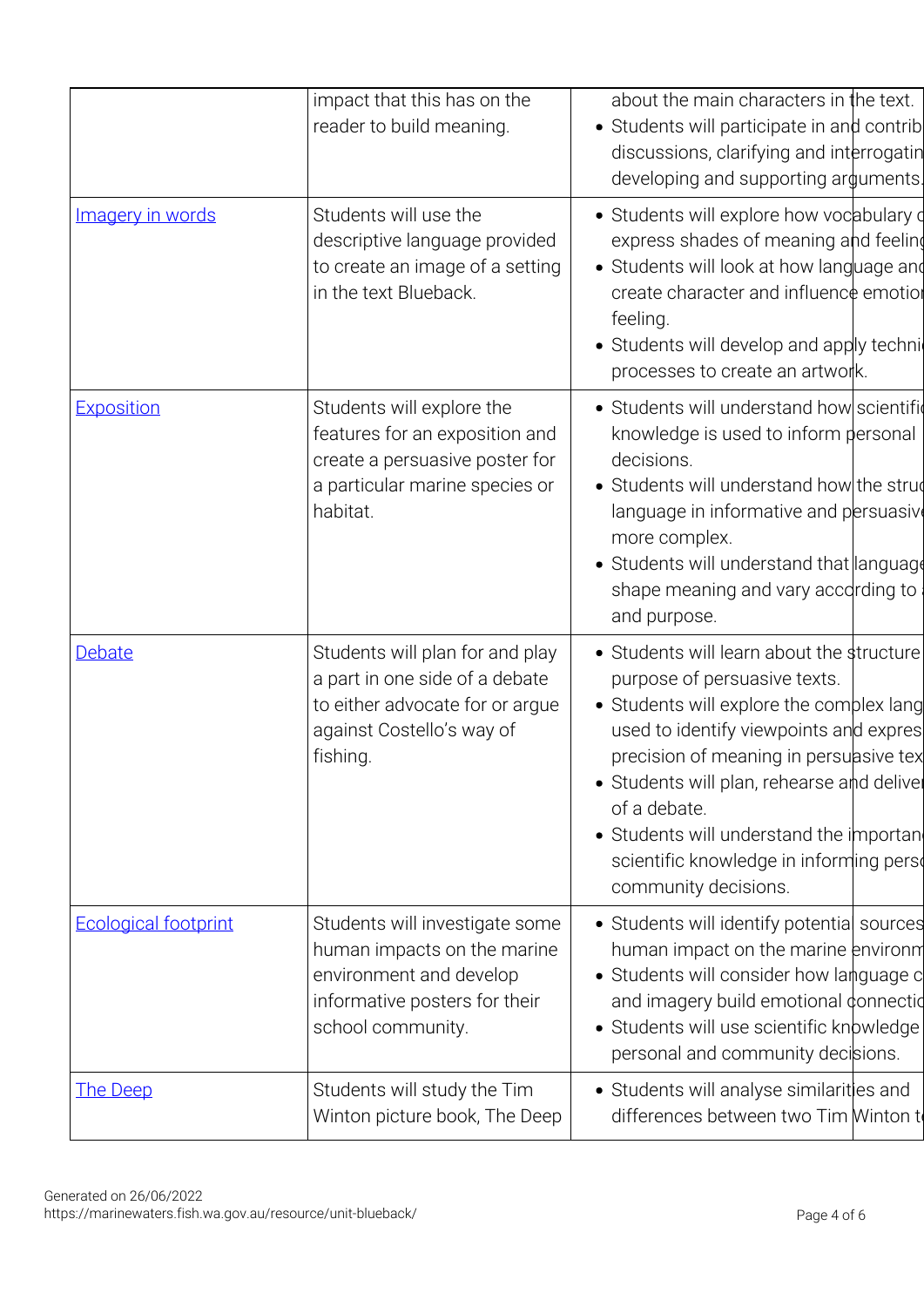| | | |
|---|---|---|
| | impact that this has on the reader to build meaning. | about the main characters in the text.<br>• Students will participate in and contrib discussions, clarifying and interrogatin developing and supporting arguments. |
| Imagery in words | Students will use the descriptive language provided to create an image of a setting in the text Blueback. | • Students will explore how vocabulary c express shades of meaning and feeling<br>• Students will look at how language and create character and influence emotion feeling.<br>• Students will develop and apply techni processes to create an artwork. |
| Exposition | Students will explore the features for an exposition and create a persuasive poster for a particular marine species or habitat. | • Students will understand how scientific knowledge is used to inform personal decisions.<br>• Students will understand how the struc language in informative and persuasive more complex.<br>• Students will understand that language shape meaning and vary according to and purpose. |
| Debate | Students will plan for and play a part in one side of a debate to either advocate for or argue against Costello's way of fishing. | • Students will learn about the structure purpose of persuasive texts.<br>• Students will explore the complex lang used to identify viewpoints and expres precision of meaning in persuasive tex<br>• Students will plan, rehearse and deliver of a debate.<br>• Students will understand the importan scientific knowledge in informing perso community decisions. |
| Ecological footprint | Students will investigate some human impacts on the marine environment and develop informative posters for their school community. | • Students will identify potential sources human impact on the marine environm<br>• Students will consider how language c and imagery build emotional connectio<br>• Students will use scientific knowledge personal and community decisions. |
| The Deep | Students will study the Tim Winton picture book, The Deep | • Students will analyse similarities and differences between two Tim Winton t |

Generated on 26/06/2022
https://marinewaters.fish.wa.gov.au/resource/unit-blueback/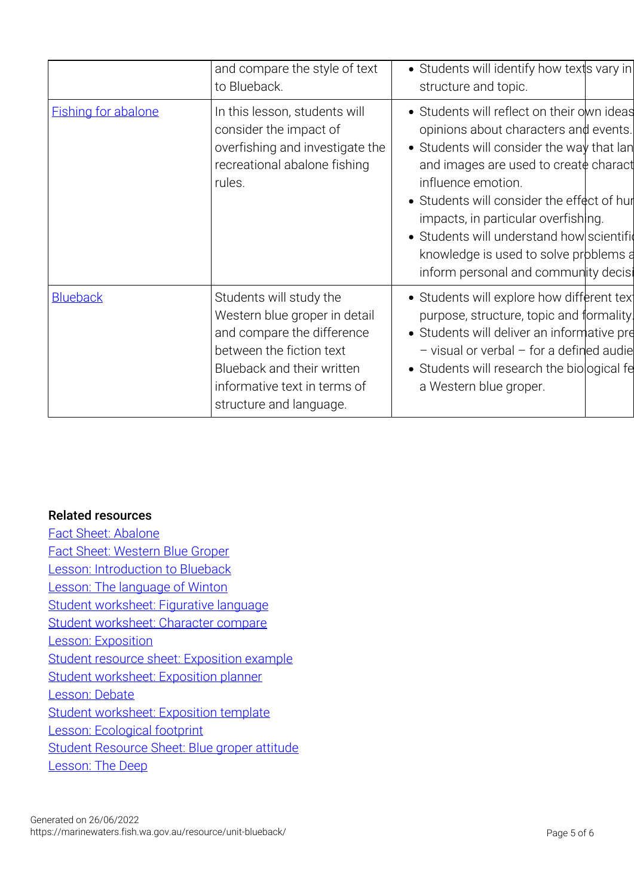| | | | |
|---|---|---|---|
| | and compare the style of text to Blueback. | • Students will identify how texts vary in structure and topic. | |
| Fishing for abalone | In this lesson, students will consider the impact of overfishing and investigate the recreational abalone fishing rules. | • Students will reflect on their own ideas opinions about characters and events.<br>• Students will consider the way that lan and images are used to create charact influence emotion.<br>• Students will consider the effect of hur impacts, in particular overfishing.<br>• Students will understand how scientifi knowledge is used to solve problems a inform personal and community decisi | |
| Blueback | Students will study the Western blue groper in detail and compare the difference between the fiction text Blueback and their written informative text in terms of structure and language. | • Students will explore how different tex purpose, structure, topic and formality.<br>• Students will deliver an informative pre – visual or verbal – for a defined audie<br>• Students will research the biological fe a Western blue groper. | |

**Related resources**

Fact Sheet: Abalone
Fact Sheet: Western Blue Groper
Lesson: Introduction to Blueback
Lesson: The language of Winton
Student worksheet: Figurative language
Student worksheet: Character compare
Lesson: Exposition
Student resource sheet: Exposition example
Student worksheet: Exposition planner
Lesson: Debate
Student worksheet: Exposition template
Lesson: Ecological footprint
Student Resource Sheet: Blue groper attitude
Lesson: The Deep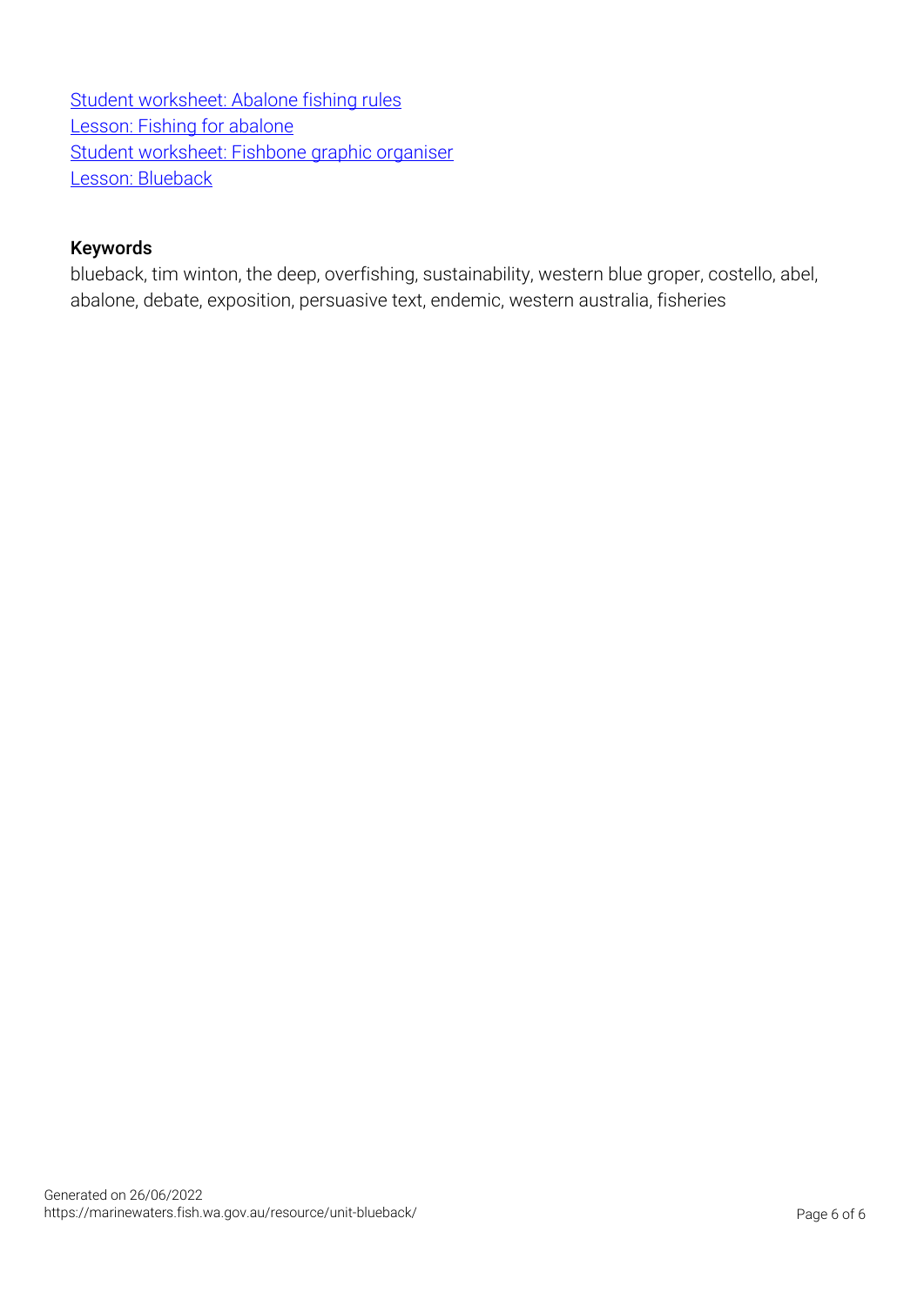Student worksheet: Abalone fishing rules
Lesson: Fishing for abalone
Student worksheet: Fishbone graphic organiser
Lesson: Blueback

### Keywords

blueback, tim winton, the deep, overfishing, sustainability, western blue groper, costello, abel, abalone, debate, exposition, persuasive text, endemic, western australia, fisheries